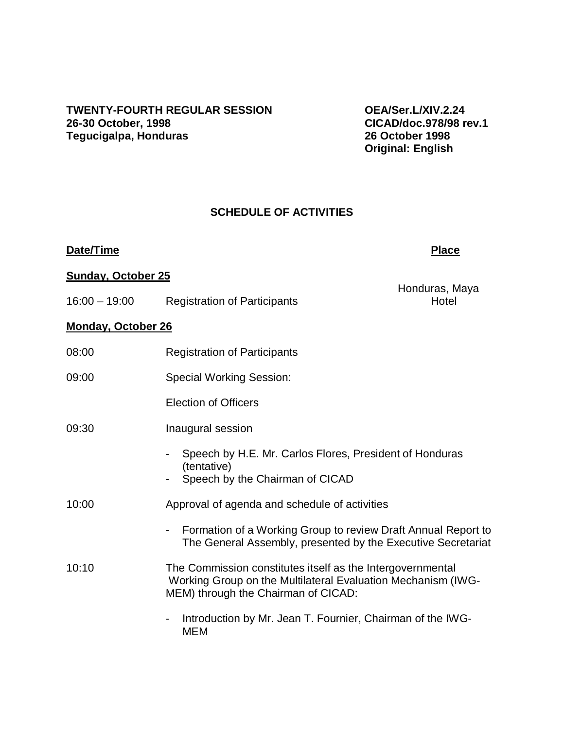**TWENTY-FOURTH REGULAR SESSION**
**26-30 October, 1998**
**Tegucigalpa, Honduras**

**OEA/Ser.L/XIV.2.24**
**CICAD/doc.978/98 rev.1**
**26 October 1998**
**Original: English**

## SCHEDULE OF ACTIVITIES

**Date/Time** | **Place**

**Sunday, October 25**

16:00 – 19:00 Registration of Participants — Honduras, Maya Hotel

**Monday, October 26**

08:00 Registration of Participants

09:00 Special Working Session:

Election of Officers

09:30 Inaugural session

- Speech by H.E. Mr. Carlos Flores, President of Honduras (tentative)
- Speech by the Chairman of CICAD

10:00 Approval of agenda and schedule of activities

- Formation of a Working Group to review Draft Annual Report to The General Assembly, presented by the Executive Secretariat

10:10 The Commission constitutes itself as the Intergovernmental Working Group on the Multilateral Evaluation Mechanism (IWG-MEM) through the Chairman of CICAD:

- Introduction by Mr. Jean T. Fournier, Chairman of the IWG-MEM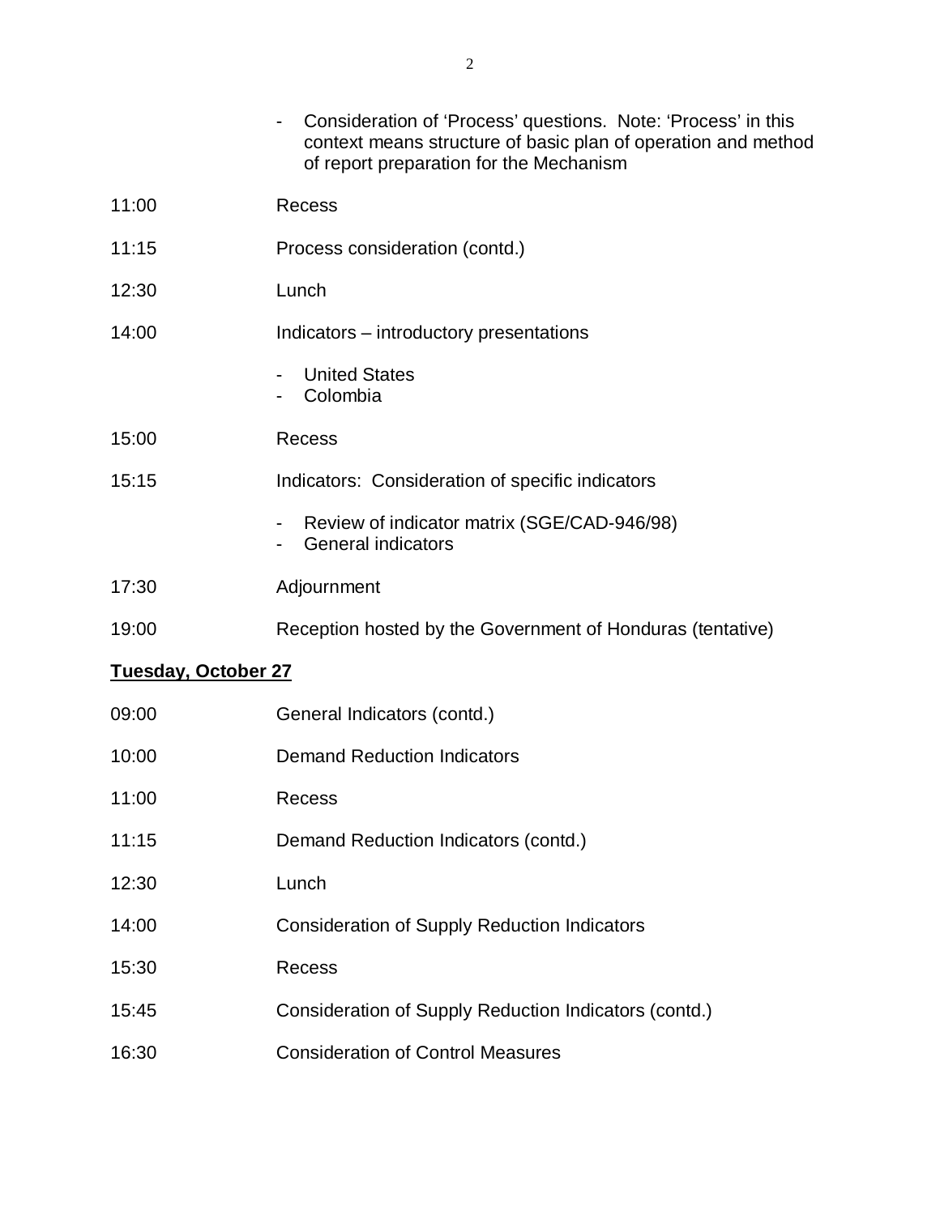- Consideration of 'Process' questions. Note: 'Process' in this context means structure of basic plan of operation and method of report preparation for the Mechanism

| | |
|---|---|
| 11:00 | Recess |
| 11:15 | Process consideration (contd.) |
| 12:30 | Lunch |
| 14:00 | Indicators – introductory presentations<br>- United States<br>- Colombia |
| 15:00 | Recess |
| 15:15 | Indicators: Consideration of specific indicators<br>- Review of indicator matrix (SGE/CAD-946/98)<br>- General indicators |
| 17:30 | Adjournment |
| 19:00 | Reception hosted by the Government of Honduras (tentative) |

**Tuesday, October 27**

| | |
|---|---|
| 09:00 | General Indicators (contd.) |
| 10:00 | Demand Reduction Indicators |
| 11:00 | Recess |
| 11:15 | Demand Reduction Indicators (contd.) |
| 12:30 | Lunch |
| 14:00 | Consideration of Supply Reduction Indicators |
| 15:30 | Recess |
| 15:45 | Consideration of Supply Reduction Indicators (contd.) |
| 16:30 | Consideration of Control Measures |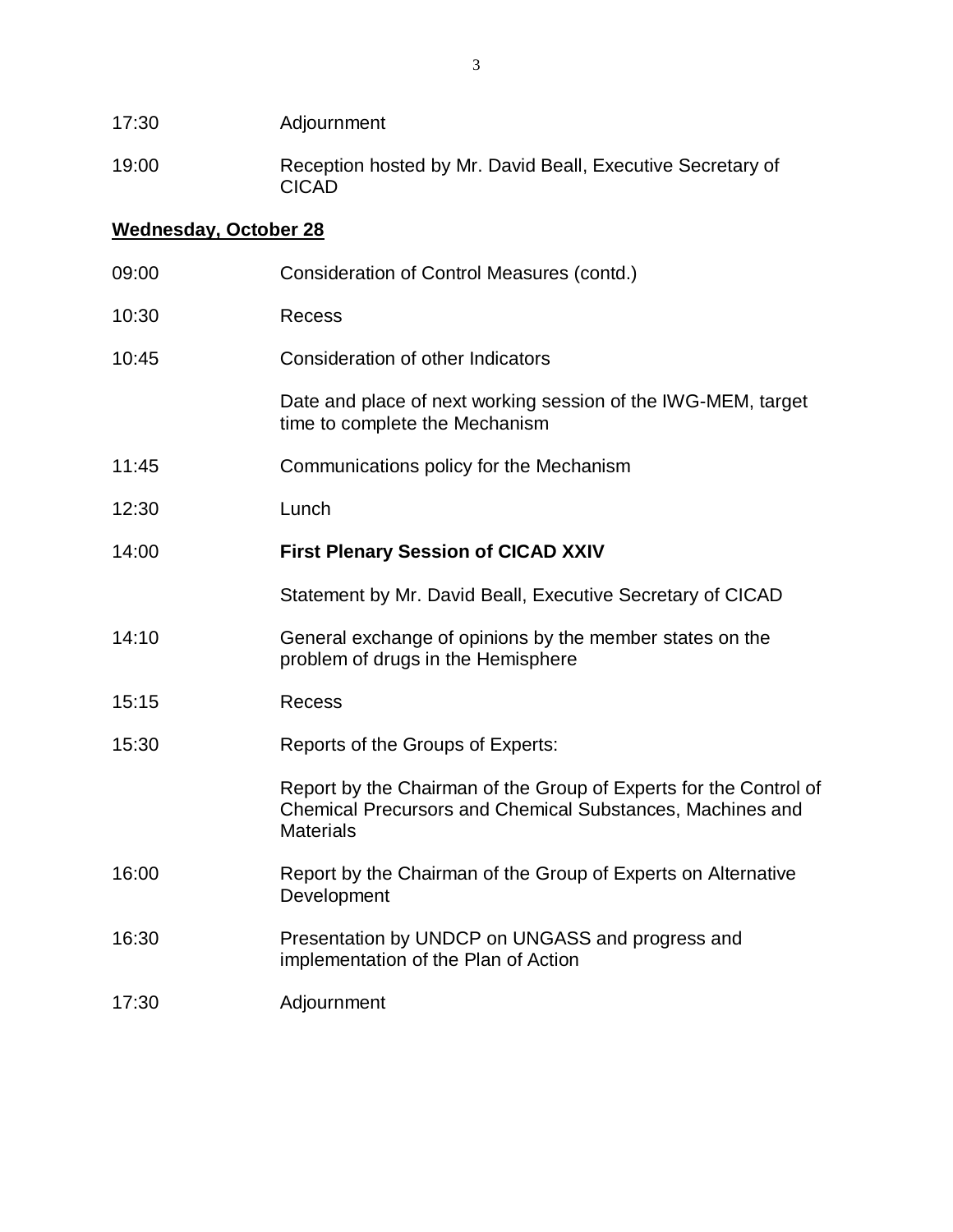| | |
|---|---|
| 17:30 | Adjournment |
| 19:00 | Reception hosted by Mr. David Beall, Executive Secretary of CICAD |

**<u>Wednesday, October 28</u>**

| | |
|---|---|
| 09:00 | Consideration of Control Measures (contd.) |
| 10:30 | Recess |
| 10:45 | Consideration of other Indicators |
| | Date and place of next working session of the IWG-MEM, target time to complete the Mechanism |
| 11:45 | Communications policy for the Mechanism |
| 12:30 | Lunch |
| 14:00 | **First Plenary Session of CICAD XXIV** |
| | Statement by Mr. David Beall, Executive Secretary of CICAD |
| 14:10 | General exchange of opinions by the member states on the problem of drugs in the Hemisphere |
| 15:15 | Recess |
| 15:30 | Reports of the Groups of Experts: |
| | Report by the Chairman of the Group of Experts for the Control of Chemical Precursors and Chemical Substances, Machines and Materials |
| 16:00 | Report by the Chairman of the Group of Experts on Alternative Development |
| 16:30 | Presentation by UNDCP on UNGASS and progress and implementation of the Plan of Action |
| 17:30 | Adjournment |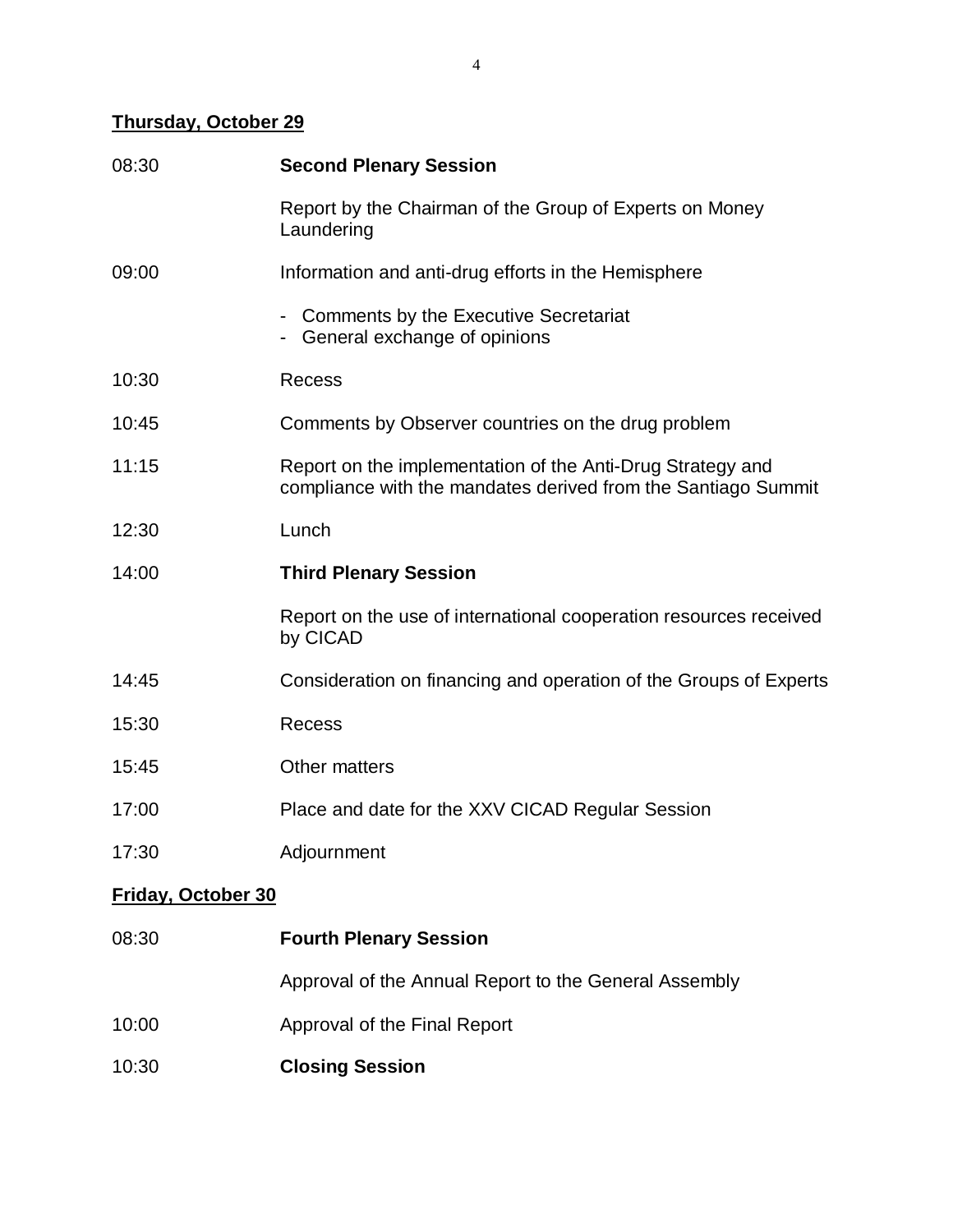**Thursday, October 29**

| | |
|---|---|
| 08:30 | **Second Plenary Session** |
| | Report by the Chairman of the Group of Experts on Money Laundering |
| 09:00 | Information and anti-drug efforts in the Hemisphere |
| | - Comments by the Executive Secretariat<br>- General exchange of opinions |
| 10:30 | Recess |
| 10:45 | Comments by Observer countries on the drug problem |
| 11:15 | Report on the implementation of the Anti-Drug Strategy and compliance with the mandates derived from the Santiago Summit |
| 12:30 | Lunch |
| 14:00 | **Third Plenary Session** |
| | Report on the use of international cooperation resources received by CICAD |
| 14:45 | Consideration on financing and operation of the Groups of Experts |
| 15:30 | Recess |
| 15:45 | Other matters |
| 17:00 | Place and date for the XXV CICAD Regular Session |
| 17:30 | Adjournment |

**Friday, October 30**

| | |
|---|---|
| 08:30 | **Fourth Plenary Session** |
| | Approval of the Annual Report to the General Assembly |
| 10:00 | Approval of the Final Report |
| 10:30 | **Closing Session** |